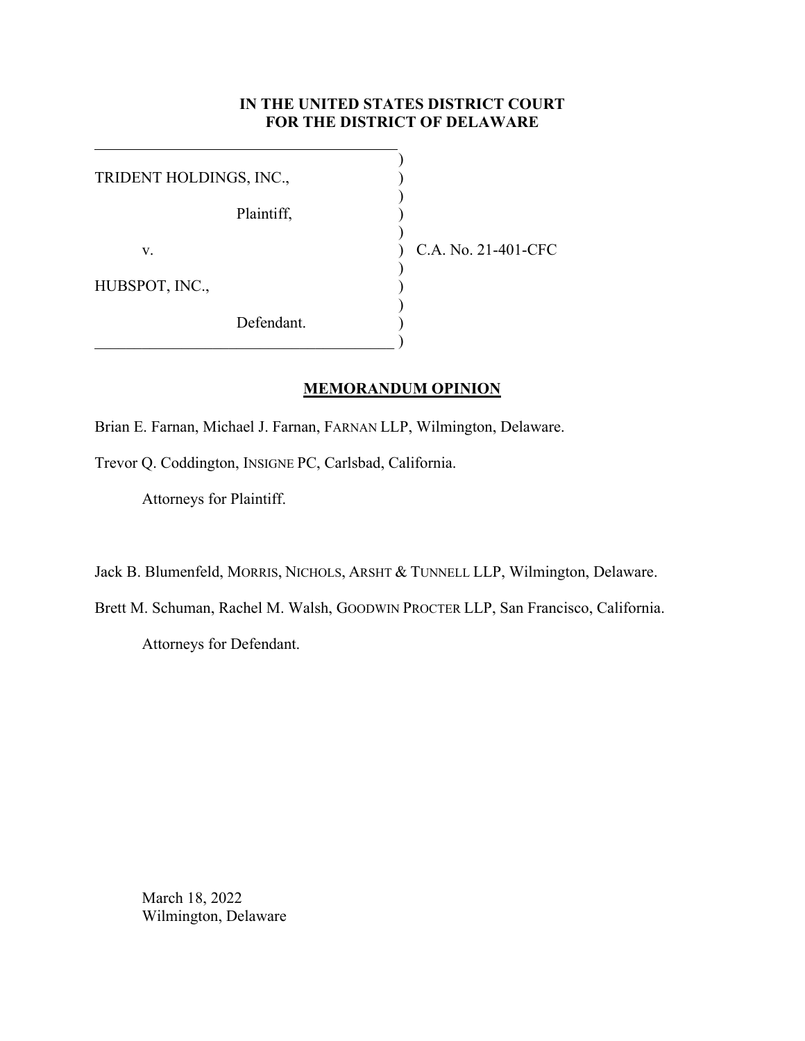**IN THE UNITED STATES DISTRICT COURT**
**FOR THE DISTRICT OF DELAWARE**

TRIDENT HOLDINGS, INC.,

Plaintiff,

v.

HUBSPOT, INC.,

Defendant.

C.A. No. 21-401-CFC

**MEMORANDUM OPINION**

Brian E. Farnan, Michael J. Farnan, FARNAN LLP, Wilmington, Delaware.

Trevor Q. Coddington, INSIGNE PC, Carlsbad, California.

Attorneys for Plaintiff.

Jack B. Blumenfeld, MORRIS, NICHOLS, ARSHT & TUNNELL LLP, Wilmington, Delaware.

Brett M. Schuman, Rachel M. Walsh, GOODWIN PROCTER LLP, San Francisco, California.

Attorneys for Defendant.

March 18, 2022
Wilmington, Delaware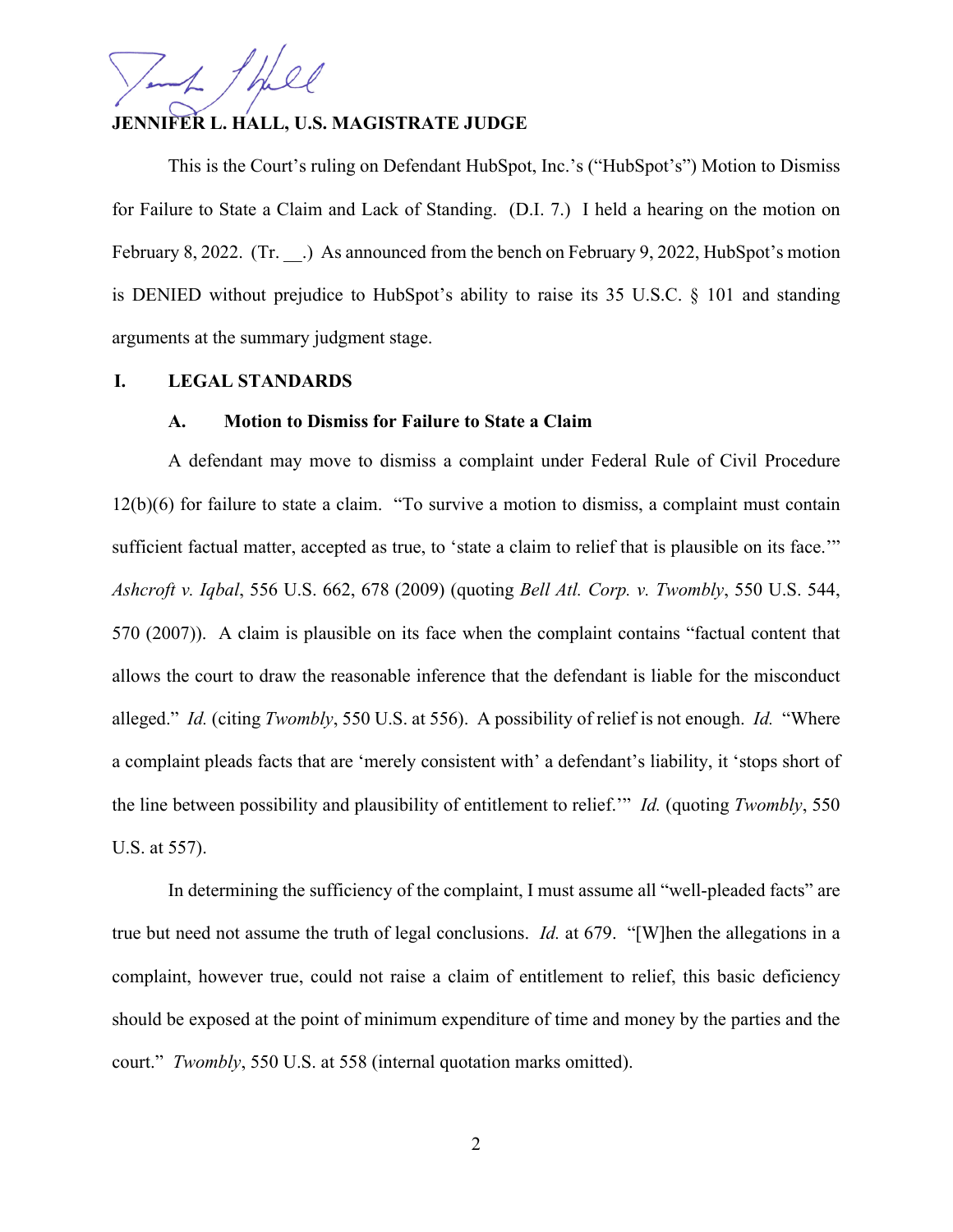**JENNIFER L. HALL, U.S. MAGISTRATE JUDGE**

This is the Court's ruling on Defendant HubSpot, Inc.'s ("HubSpot's") Motion to Dismiss for Failure to State a Claim and Lack of Standing. (D.I. 7.) I held a hearing on the motion on February 8, 2022. (Tr. __.) As announced from the bench on February 9, 2022, HubSpot's motion is DENIED without prejudice to HubSpot's ability to raise its 35 U.S.C. § 101 and standing arguments at the summary judgment stage.

## I. LEGAL STANDARDS

### A. Motion to Dismiss for Failure to State a Claim

A defendant may move to dismiss a complaint under Federal Rule of Civil Procedure 12(b)(6) for failure to state a claim. "To survive a motion to dismiss, a complaint must contain sufficient factual matter, accepted as true, to 'state a claim to relief that is plausible on its face.'" *Ashcroft v. Iqbal*, 556 U.S. 662, 678 (2009) (quoting *Bell Atl. Corp. v. Twombly*, 550 U.S. 544, 570 (2007)). A claim is plausible on its face when the complaint contains "factual content that allows the court to draw the reasonable inference that the defendant is liable for the misconduct alleged." *Id.* (citing *Twombly*, 550 U.S. at 556). A possibility of relief is not enough. *Id.* "Where a complaint pleads facts that are 'merely consistent with' a defendant's liability, it 'stops short of the line between possibility and plausibility of entitlement to relief.'" *Id.* (quoting *Twombly*, 550 U.S. at 557).

In determining the sufficiency of the complaint, I must assume all "well-pleaded facts" are true but need not assume the truth of legal conclusions. *Id.* at 679. "[W]hen the allegations in a complaint, however true, could not raise a claim of entitlement to relief, this basic deficiency should be exposed at the point of minimum expenditure of time and money by the parties and the court." *Twombly*, 550 U.S. at 558 (internal quotation marks omitted).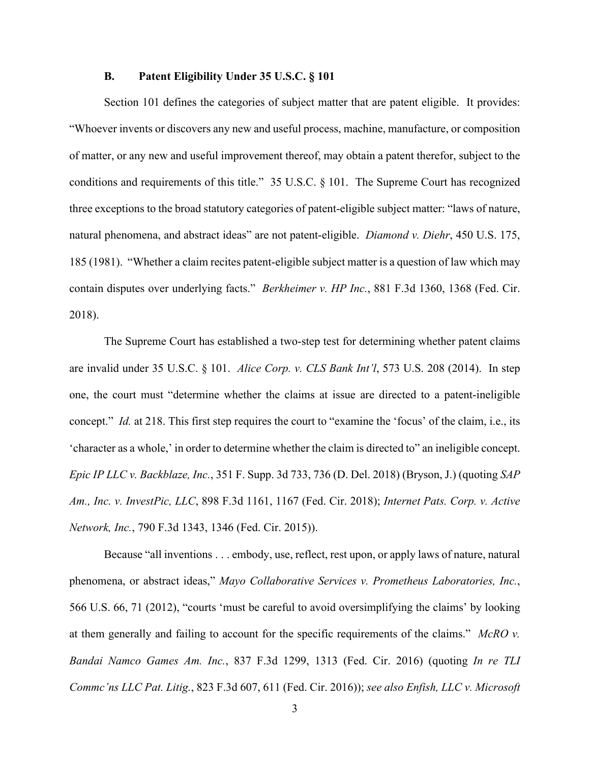### B. Patent Eligibility Under 35 U.S.C. § 101

Section 101 defines the categories of subject matter that are patent eligible. It provides: "Whoever invents or discovers any new and useful process, machine, manufacture, or composition of matter, or any new and useful improvement thereof, may obtain a patent therefor, subject to the conditions and requirements of this title." 35 U.S.C. § 101. The Supreme Court has recognized three exceptions to the broad statutory categories of patent-eligible subject matter: "laws of nature, natural phenomena, and abstract ideas" are not patent-eligible. *Diamond v. Diehr*, 450 U.S. 175, 185 (1981). "Whether a claim recites patent-eligible subject matter is a question of law which may contain disputes over underlying facts." *Berkheimer v. HP Inc.*, 881 F.3d 1360, 1368 (Fed. Cir. 2018).

The Supreme Court has established a two-step test for determining whether patent claims are invalid under 35 U.S.C. § 101. *Alice Corp. v. CLS Bank Int'l*, 573 U.S. 208 (2014). In step one, the court must "determine whether the claims at issue are directed to a patent-ineligible concept." *Id.* at 218. This first step requires the court to "examine the 'focus' of the claim, i.e., its 'character as a whole,' in order to determine whether the claim is directed to" an ineligible concept. *Epic IP LLC v. Backblaze, Inc.*, 351 F. Supp. 3d 733, 736 (D. Del. 2018) (Bryson, J.) (quoting *SAP Am., Inc. v. InvestPic, LLC*, 898 F.3d 1161, 1167 (Fed. Cir. 2018); *Internet Pats. Corp. v. Active Network, Inc.*, 790 F.3d 1343, 1346 (Fed. Cir. 2015)).

Because "all inventions . . . embody, use, reflect, rest upon, or apply laws of nature, natural phenomena, or abstract ideas," *Mayo Collaborative Services v. Prometheus Laboratories, Inc.*, 566 U.S. 66, 71 (2012), "courts 'must be careful to avoid oversimplifying the claims' by looking at them generally and failing to account for the specific requirements of the claims." *McRO v. Bandai Namco Games Am. Inc.*, 837 F.3d 1299, 1313 (Fed. Cir. 2016) (quoting *In re TLI Commc'ns LLC Pat. Litig.*, 823 F.3d 607, 611 (Fed. Cir. 2016)); *see also Enfish, LLC v. Microsoft*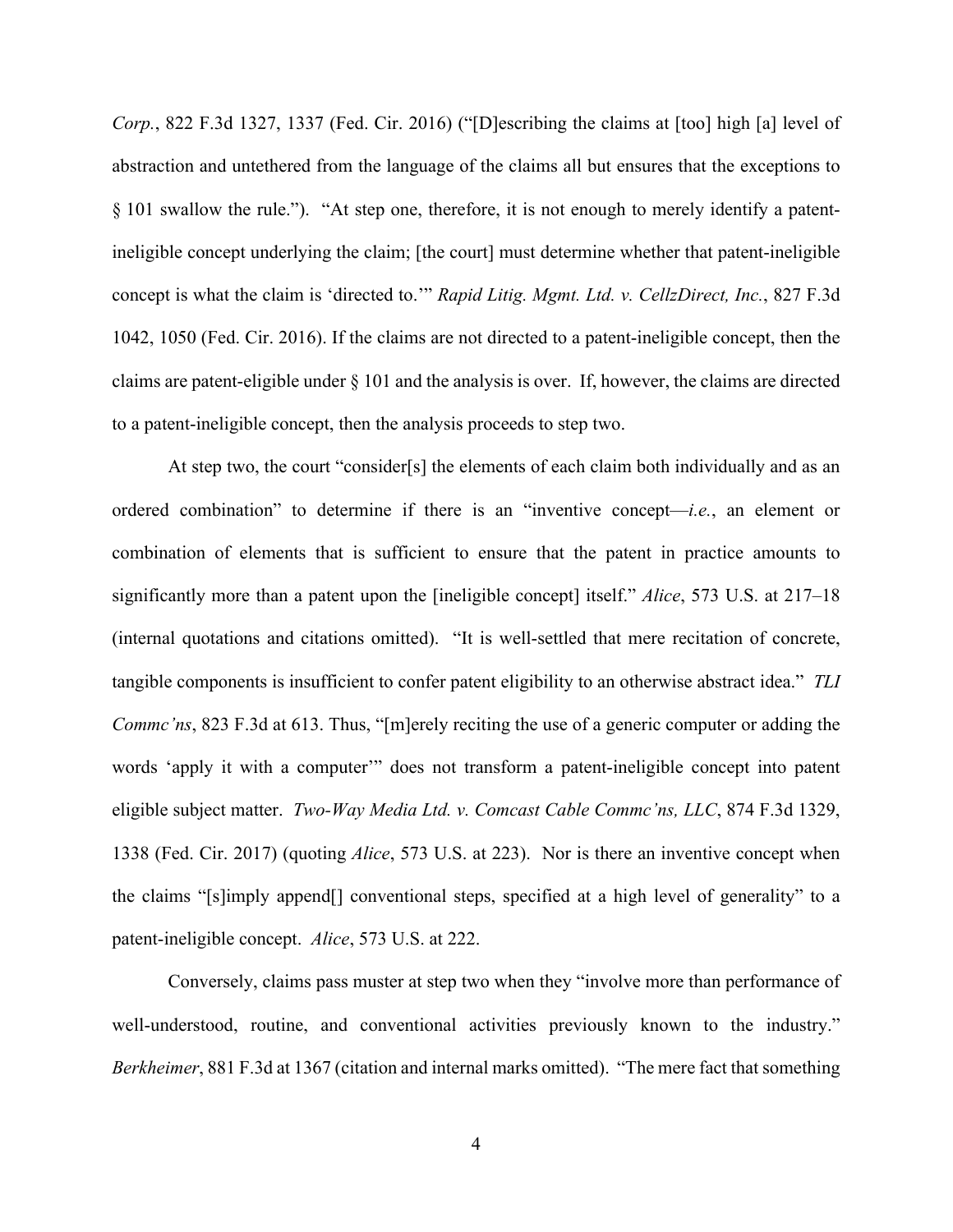*Corp.*, 822 F.3d 1327, 1337 (Fed. Cir. 2016) ("[D]escribing the claims at [too] high [a] level of abstraction and untethered from the language of the claims all but ensures that the exceptions to § 101 swallow the rule."). "At step one, therefore, it is not enough to merely identify a patent-ineligible concept underlying the claim; [the court] must determine whether that patent-ineligible concept is what the claim is 'directed to.'" *Rapid Litig. Mgmt. Ltd. v. CellzDirect, Inc.*, 827 F.3d 1042, 1050 (Fed. Cir. 2016). If the claims are not directed to a patent-ineligible concept, then the claims are patent-eligible under § 101 and the analysis is over. If, however, the claims are directed to a patent-ineligible concept, then the analysis proceeds to step two.

At step two, the court "consider[s] the elements of each claim both individually and as an ordered combination" to determine if there is an "inventive concept—*i.e.*, an element or combination of elements that is sufficient to ensure that the patent in practice amounts to significantly more than a patent upon the [ineligible concept] itself." *Alice*, 573 U.S. at 217–18 (internal quotations and citations omitted). "It is well-settled that mere recitation of concrete, tangible components is insufficient to confer patent eligibility to an otherwise abstract idea." *TLI Commc'ns*, 823 F.3d at 613. Thus, "[m]erely reciting the use of a generic computer or adding the words 'apply it with a computer'" does not transform a patent-ineligible concept into patent eligible subject matter. *Two-Way Media Ltd. v. Comcast Cable Commc'ns, LLC*, 874 F.3d 1329, 1338 (Fed. Cir. 2017) (quoting *Alice*, 573 U.S. at 223). Nor is there an inventive concept when the claims "[s]imply append[] conventional steps, specified at a high level of generality" to a patent-ineligible concept. *Alice*, 573 U.S. at 222.

Conversely, claims pass muster at step two when they "involve more than performance of well-understood, routine, and conventional activities previously known to the industry." *Berkheimer*, 881 F.3d at 1367 (citation and internal marks omitted). "The mere fact that something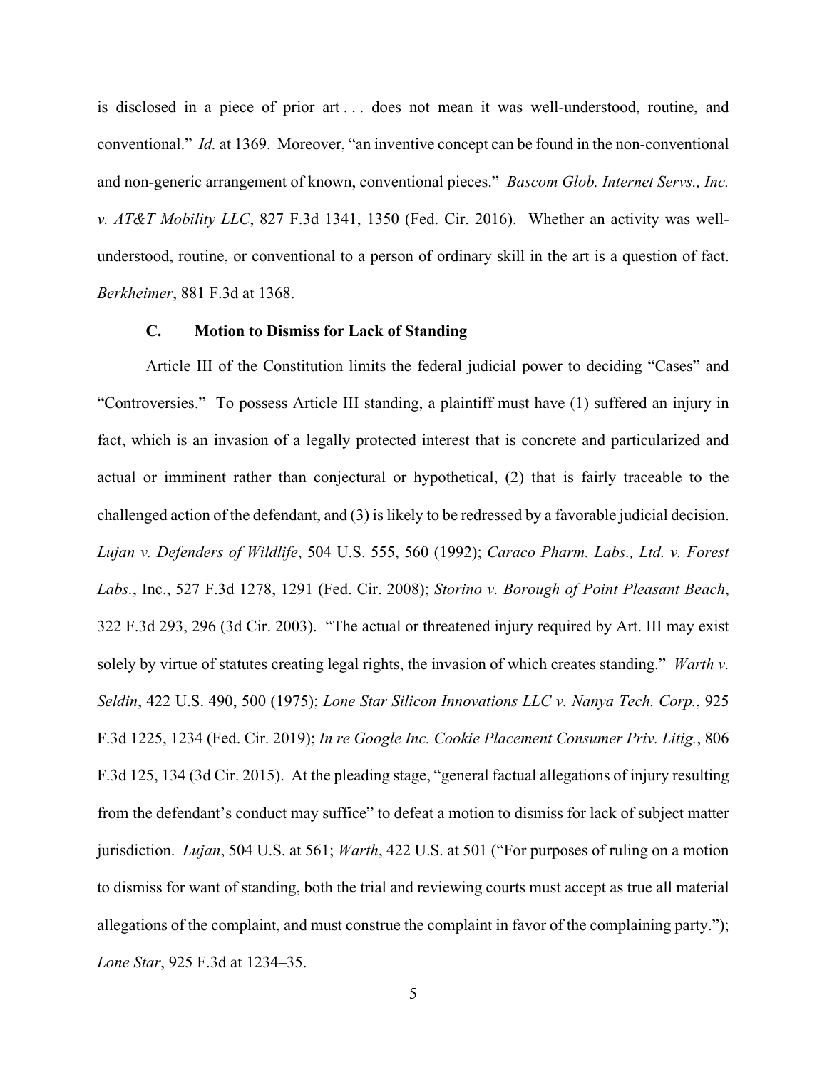is disclosed in a piece of prior art . . . does not mean it was well-understood, routine, and conventional." *Id.* at 1369. Moreover, "an inventive concept can be found in the non-conventional and non-generic arrangement of known, conventional pieces." *Bascom Glob. Internet Servs., Inc. v. AT&T Mobility LLC*, 827 F.3d 1341, 1350 (Fed. Cir. 2016). Whether an activity was well-understood, routine, or conventional to a person of ordinary skill in the art is a question of fact. *Berkheimer*, 881 F.3d at 1368.

### C. Motion to Dismiss for Lack of Standing

Article III of the Constitution limits the federal judicial power to deciding "Cases" and "Controversies." To possess Article III standing, a plaintiff must have (1) suffered an injury in fact, which is an invasion of a legally protected interest that is concrete and particularized and actual or imminent rather than conjectural or hypothetical, (2) that is fairly traceable to the challenged action of the defendant, and (3) is likely to be redressed by a favorable judicial decision. *Lujan v. Defenders of Wildlife*, 504 U.S. 555, 560 (1992); *Caraco Pharm. Labs., Ltd. v. Forest Labs.*, Inc., 527 F.3d 1278, 1291 (Fed. Cir. 2008); *Storino v. Borough of Point Pleasant Beach*, 322 F.3d 293, 296 (3d Cir. 2003). "The actual or threatened injury required by Art. III may exist solely by virtue of statutes creating legal rights, the invasion of which creates standing." *Warth v. Seldin*, 422 U.S. 490, 500 (1975); *Lone Star Silicon Innovations LLC v. Nanya Tech. Corp.*, 925 F.3d 1225, 1234 (Fed. Cir. 2019); *In re Google Inc. Cookie Placement Consumer Priv. Litig.*, 806 F.3d 125, 134 (3d Cir. 2015). At the pleading stage, "general factual allegations of injury resulting from the defendant's conduct may suffice" to defeat a motion to dismiss for lack of subject matter jurisdiction. *Lujan*, 504 U.S. at 561; *Warth*, 422 U.S. at 501 ("For purposes of ruling on a motion to dismiss for want of standing, both the trial and reviewing courts must accept as true all material allegations of the complaint, and must construe the complaint in favor of the complaining party."); *Lone Star*, 925 F.3d at 1234–35.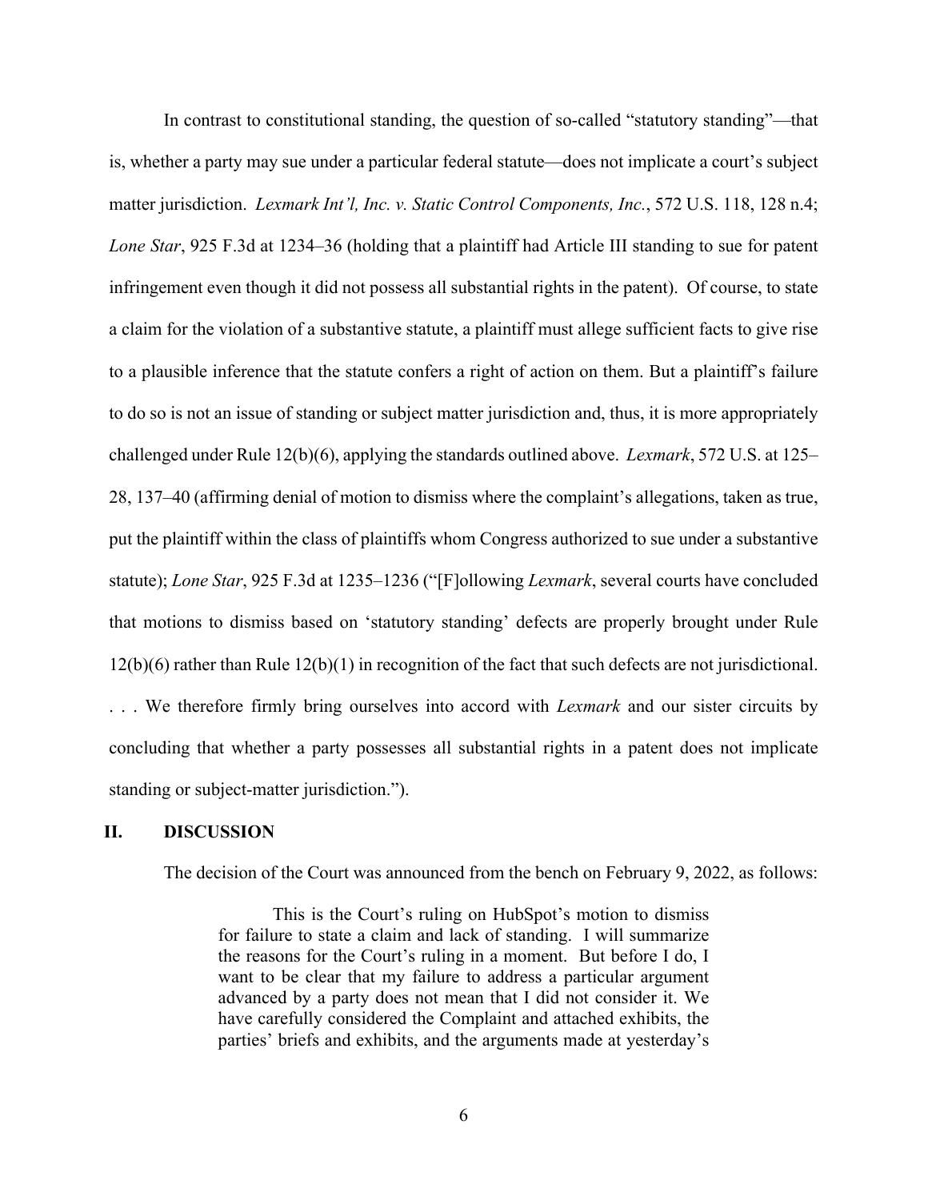In contrast to constitutional standing, the question of so-called "statutory standing"—that is, whether a party may sue under a particular federal statute—does not implicate a court's subject matter jurisdiction. *Lexmark Int'l, Inc. v. Static Control Components, Inc.*, 572 U.S. 118, 128 n.4; *Lone Star*, 925 F.3d at 1234–36 (holding that a plaintiff had Article III standing to sue for patent infringement even though it did not possess all substantial rights in the patent). Of course, to state a claim for the violation of a substantive statute, a plaintiff must allege sufficient facts to give rise to a plausible inference that the statute confers a right of action on them. But a plaintiff's failure to do so is not an issue of standing or subject matter jurisdiction and, thus, it is more appropriately challenged under Rule 12(b)(6), applying the standards outlined above. *Lexmark*, 572 U.S. at 125–28, 137–40 (affirming denial of motion to dismiss where the complaint's allegations, taken as true, put the plaintiff within the class of plaintiffs whom Congress authorized to sue under a substantive statute); *Lone Star*, 925 F.3d at 1235–1236 ("[F]ollowing *Lexmark*, several courts have concluded that motions to dismiss based on 'statutory standing' defects are properly brought under Rule 12(b)(6) rather than Rule 12(b)(1) in recognition of the fact that such defects are not jurisdictional. . . . We therefore firmly bring ourselves into accord with *Lexmark* and our sister circuits by concluding that whether a party possesses all substantial rights in a patent does not implicate standing or subject-matter jurisdiction.").

## II. DISCUSSION

The decision of the Court was announced from the bench on February 9, 2022, as follows:

> This is the Court's ruling on HubSpot's motion to dismiss for failure to state a claim and lack of standing. I will summarize the reasons for the Court's ruling in a moment. But before I do, I want to be clear that my failure to address a particular argument advanced by a party does not mean that I did not consider it. We have carefully considered the Complaint and attached exhibits, the parties' briefs and exhibits, and the arguments made at yesterday's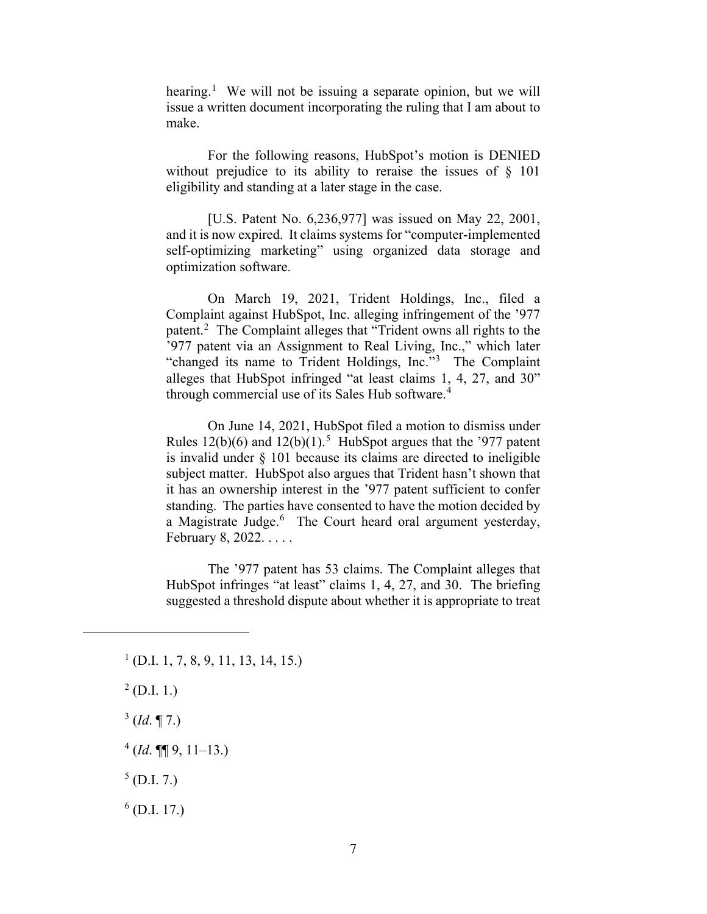hearing.[1] We will not be issuing a separate opinion, but we will issue a written document incorporating the ruling that I am about to make.

For the following reasons, HubSpot's motion is DENIED without prejudice to its ability to reraise the issues of § 101 eligibility and standing at a later stage in the case.

[U.S. Patent No. 6,236,977] was issued on May 22, 2001, and it is now expired. It claims systems for "computer-implemented self-optimizing marketing" using organized data storage and optimization software.

On March 19, 2021, Trident Holdings, Inc., filed a Complaint against HubSpot, Inc. alleging infringement of the '977 patent.[2] The Complaint alleges that "Trident owns all rights to the '977 patent via an Assignment to Real Living, Inc.," which later "changed its name to Trident Holdings, Inc."[3] The Complaint alleges that HubSpot infringed "at least claims 1, 4, 27, and 30" through commercial use of its Sales Hub software.[4]

On June 14, 2021, HubSpot filed a motion to dismiss under Rules 12(b)(6) and 12(b)(1).[5] HubSpot argues that the '977 patent is invalid under § 101 because its claims are directed to ineligible subject matter. HubSpot also argues that Trident hasn't shown that it has an ownership interest in the '977 patent sufficient to confer standing. The parties have consented to have the motion decided by a Magistrate Judge.[6] The Court heard oral argument yesterday, February 8, 2022. . . . .

The '977 patent has 53 claims. The Complaint alleges that HubSpot infringes "at least" claims 1, 4, 27, and 30. The briefing suggested a threshold dispute about whether it is appropriate to treat

---

[1] (D.I. 1, 7, 8, 9, 11, 13, 14, 15.)

[2] (D.I. 1.)

[3] (*Id*. ¶ 7.)

[4] (*Id*. ¶¶ 9, 11–13.)

[5] (D.I. 7.)

[6] (D.I. 17.)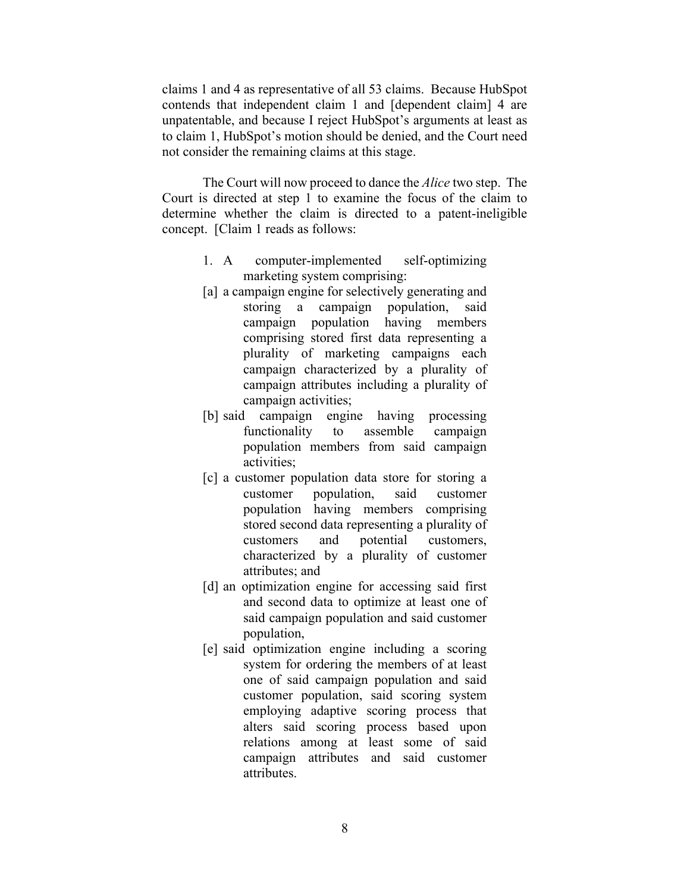claims 1 and 4 as representative of all 53 claims. Because HubSpot contends that independent claim 1 and [dependent claim] 4 are unpatentable, and because I reject HubSpot's arguments at least as to claim 1, HubSpot's motion should be denied, and the Court need not consider the remaining claims at this stage.

The Court will now proceed to dance the *Alice* two step. The Court is directed at step 1 to examine the focus of the claim to determine whether the claim is directed to a patent-ineligible concept. [Claim 1 reads as follows:

> 1. A computer-implemented self-optimizing marketing system comprising:
>
> [a] a campaign engine for selectively generating and storing a campaign population, said campaign population having members comprising stored first data representing a plurality of marketing campaigns each campaign characterized by a plurality of campaign attributes including a plurality of campaign activities;
>
> [b] said campaign engine having processing functionality to assemble campaign population members from said campaign activities;
>
> [c] a customer population data store for storing a customer population, said customer population having members comprising stored second data representing a plurality of customers and potential customers, characterized by a plurality of customer attributes; and
>
> [d] an optimization engine for accessing said first and second data to optimize at least one of said campaign population and said customer population,
>
> [e] said optimization engine including a scoring system for ordering the members of at least one of said campaign population and said customer population, said scoring system employing adaptive scoring process that alters said scoring process based upon relations among at least some of said campaign attributes and said customer attributes.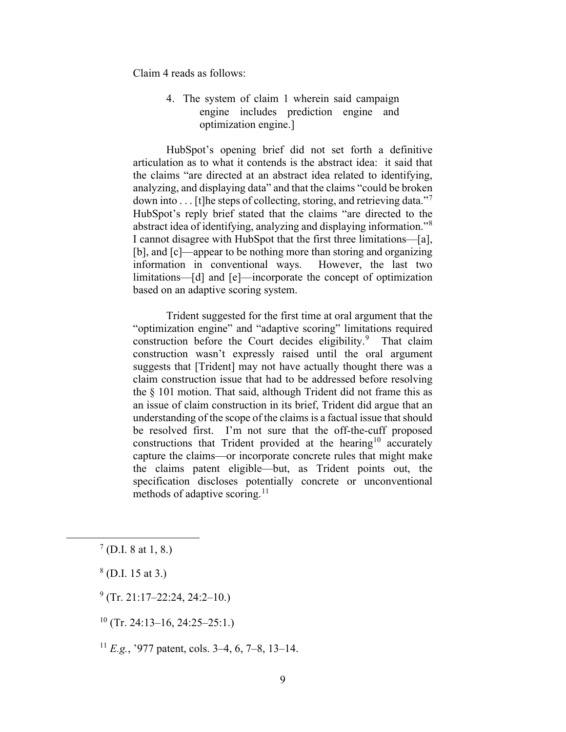Claim 4 reads as follows:

> 4. The system of claim 1 wherein said campaign engine includes prediction engine and optimization engine.]

HubSpot's opening brief did not set forth a definitive articulation as to what it contends is the abstract idea: it said that the claims "are directed at an abstract idea related to identifying, analyzing, and displaying data" and that the claims "could be broken down into . . . [t]he steps of collecting, storing, and retrieving data."[7] HubSpot's reply brief stated that the claims "are directed to the abstract idea of identifying, analyzing and displaying information."[8] I cannot disagree with HubSpot that the first three limitations—[a], [b], and [c]—appear to be nothing more than storing and organizing information in conventional ways. However, the last two limitations—[d] and [e]—incorporate the concept of optimization based on an adaptive scoring system.

Trident suggested for the first time at oral argument that the "optimization engine" and "adaptive scoring" limitations required construction before the Court decides eligibility.[9] That claim construction wasn't expressly raised until the oral argument suggests that [Trident] may not have actually thought there was a claim construction issue that had to be addressed before resolving the § 101 motion. That said, although Trident did not frame this as an issue of claim construction in its brief, Trident did argue that an understanding of the scope of the claims is a factual issue that should be resolved first. I'm not sure that the off-the-cuff proposed constructions that Trident provided at the hearing[10] accurately capture the claims—or incorporate concrete rules that might make the claims patent eligible—but, as Trident points out, the specification discloses potentially concrete or unconventional methods of adaptive scoring.[11]

---

[7] (D.I. 8 at 1, 8.)

[8] (D.I. 15 at 3.)

[9] (Tr. 21:17–22:24, 24:2–10.)

[10] (Tr. 24:13–16, 24:25–25:1.)

[11] *E.g.*, '977 patent, cols. 3–4, 6, 7–8, 13–14.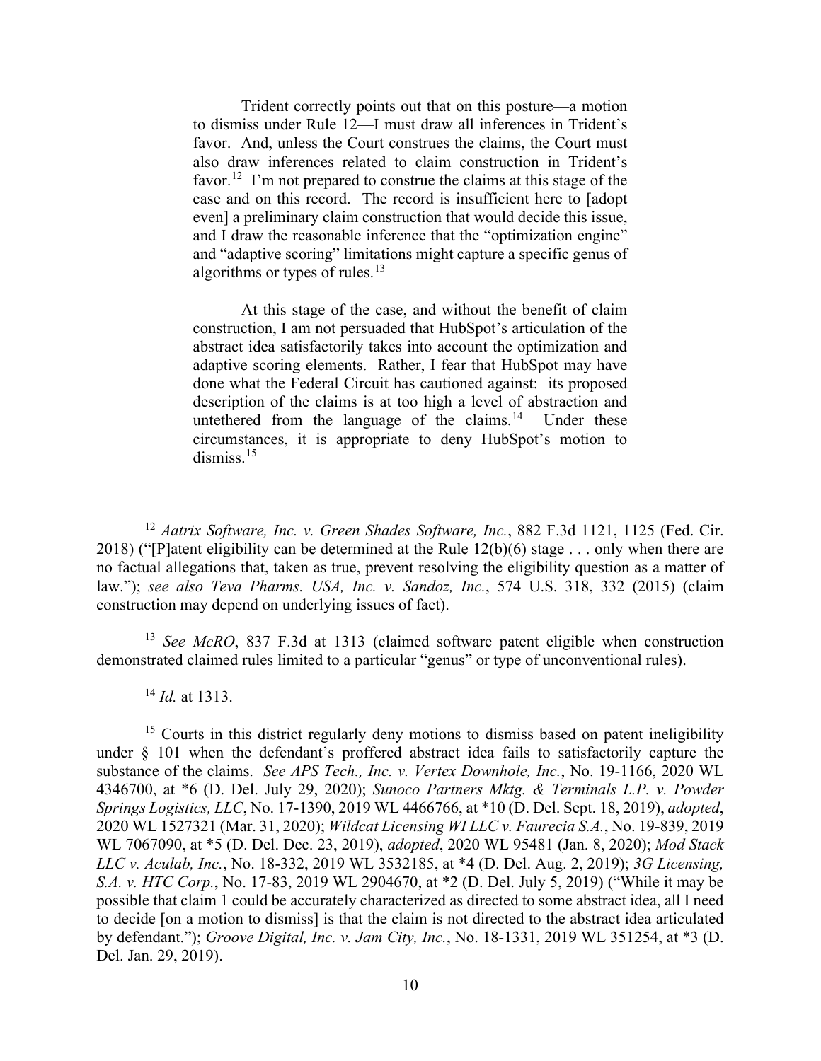Trident correctly points out that on this posture—a motion to dismiss under Rule 12—I must draw all inferences in Trident's favor. And, unless the Court construes the claims, the Court must also draw inferences related to claim construction in Trident's favor.[12] I'm not prepared to construe the claims at this stage of the case and on this record. The record is insufficient here to [adopt even] a preliminary claim construction that would decide this issue, and I draw the reasonable inference that the "optimization engine" and "adaptive scoring" limitations might capture a specific genus of algorithms or types of rules.[13]

At this stage of the case, and without the benefit of claim construction, I am not persuaded that HubSpot's articulation of the abstract idea satisfactorily takes into account the optimization and adaptive scoring elements. Rather, I fear that HubSpot may have done what the Federal Circuit has cautioned against: its proposed description of the claims is at too high a level of abstraction and untethered from the language of the claims.[14] Under these circumstances, it is appropriate to deny HubSpot's motion to dismiss.[15]

---

[12] *Aatrix Software, Inc. v. Green Shades Software, Inc.*, 882 F.3d 1121, 1125 (Fed. Cir. 2018) ("[P]atent eligibility can be determined at the Rule 12(b)(6) stage . . . only when there are no factual allegations that, taken as true, prevent resolving the eligibility question as a matter of law."); *see also Teva Pharms. USA, Inc. v. Sandoz, Inc.*, 574 U.S. 318, 332 (2015) (claim construction may depend on underlying issues of fact).

[13] *See McRO*, 837 F.3d at 1313 (claimed software patent eligible when construction demonstrated claimed rules limited to a particular "genus" or type of unconventional rules).

[14] *Id.* at 1313.

[15] Courts in this district regularly deny motions to dismiss based on patent ineligibility under § 101 when the defendant's proffered abstract idea fails to satisfactorily capture the substance of the claims. *See APS Tech., Inc. v. Vertex Downhole, Inc.*, No. 19-1166, 2020 WL 4346700, at *6 (D. Del. July 29, 2020); *Sunoco Partners Mktg. & Terminals L.P. v. Powder Springs Logistics, LLC*, No. 17-1390, 2019 WL 4466766, at *10 (D. Del. Sept. 18, 2019), *adopted*, 2020 WL 1527321 (Mar. 31, 2020); *Wildcat Licensing WI LLC v. Faurecia S.A.*, No. 19-839, 2019 WL 7067090, at *5 (D. Del. Dec. 23, 2019), *adopted*, 2020 WL 95481 (Jan. 8, 2020); *Mod Stack LLC v. Aculab, Inc.*, No. 18-332, 2019 WL 3532185, at *4 (D. Del. Aug. 2, 2019); *3G Licensing, S.A. v. HTC Corp.*, No. 17-83, 2019 WL 2904670, at *2 (D. Del. July 5, 2019) ("While it may be possible that claim 1 could be accurately characterized as directed to some abstract idea, all I need to decide [on a motion to dismiss] is that the claim is not directed to the abstract idea articulated by defendant."); *Groove Digital, Inc. v. Jam City, Inc.*, No. 18-1331, 2019 WL 351254, at *3 (D. Del. Jan. 29, 2019).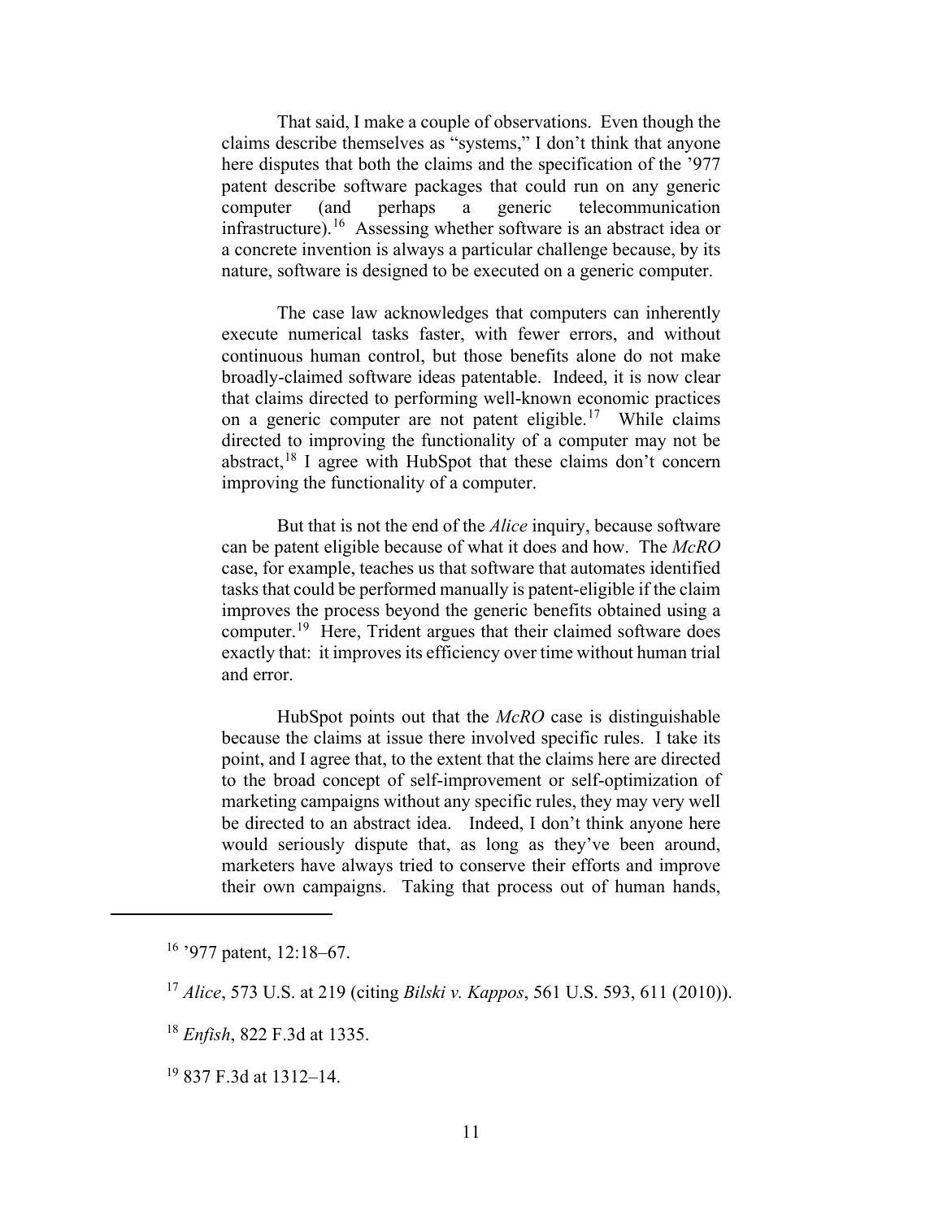That said, I make a couple of observations. Even though the claims describe themselves as "systems," I don't think that anyone here disputes that both the claims and the specification of the '977 patent describe software packages that could run on any generic computer (and perhaps a generic telecommunication infrastructure).[16] Assessing whether software is an abstract idea or a concrete invention is always a particular challenge because, by its nature, software is designed to be executed on a generic computer.

The case law acknowledges that computers can inherently execute numerical tasks faster, with fewer errors, and without continuous human control, but those benefits alone do not make broadly-claimed software ideas patentable. Indeed, it is now clear that claims directed to performing well-known economic practices on a generic computer are not patent eligible.[17] While claims directed to improving the functionality of a computer may not be abstract,[18] I agree with HubSpot that these claims don't concern improving the functionality of a computer.

But that is not the end of the *Alice* inquiry, because software can be patent eligible because of what it does and how. The *McRO* case, for example, teaches us that software that automates identified tasks that could be performed manually is patent-eligible if the claim improves the process beyond the generic benefits obtained using a computer.[19] Here, Trident argues that their claimed software does exactly that: it improves its efficiency over time without human trial and error.

HubSpot points out that the *McRO* case is distinguishable because the claims at issue there involved specific rules. I take its point, and I agree that, to the extent that the claims here are directed to the broad concept of self-improvement or self-optimization of marketing campaigns without any specific rules, they may very well be directed to an abstract idea. Indeed, I don't think anyone here would seriously dispute that, as long as they've been around, marketers have always tried to conserve their efforts and improve their own campaigns. Taking that process out of human hands,

---

[16] '977 patent, 12:18–67.

[17] *Alice*, 573 U.S. at 219 (citing *Bilski v. Kappos*, 561 U.S. 593, 611 (2010)).

[18] *Enfish*, 822 F.3d at 1335.

[19] 837 F.3d at 1312–14.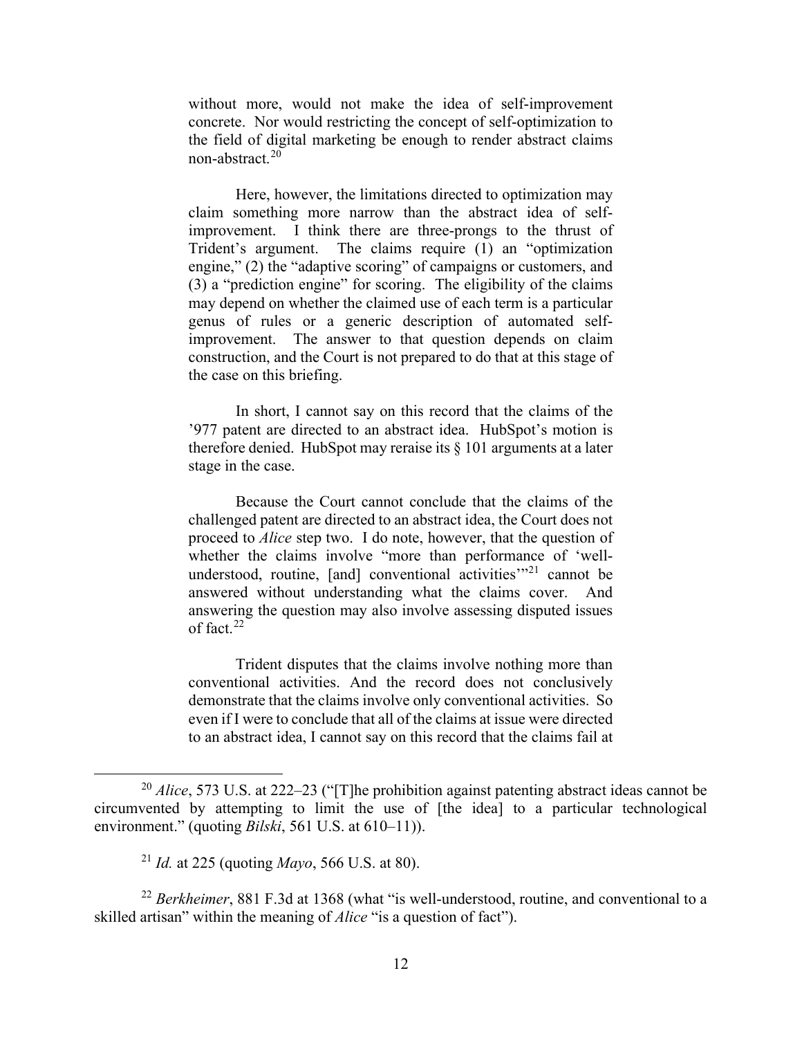without more, would not make the idea of self-improvement concrete. Nor would restricting the concept of self-optimization to the field of digital marketing be enough to render abstract claims non-abstract.[20]

Here, however, the limitations directed to optimization may claim something more narrow than the abstract idea of self-improvement. I think there are three-prongs to the thrust of Trident's argument. The claims require (1) an "optimization engine," (2) the "adaptive scoring" of campaigns or customers, and (3) a "prediction engine" for scoring. The eligibility of the claims may depend on whether the claimed use of each term is a particular genus of rules or a generic description of automated self-improvement. The answer to that question depends on claim construction, and the Court is not prepared to do that at this stage of the case on this briefing.

In short, I cannot say on this record that the claims of the '977 patent are directed to an abstract idea. HubSpot's motion is therefore denied. HubSpot may reraise its § 101 arguments at a later stage in the case.

Because the Court cannot conclude that the claims of the challenged patent are directed to an abstract idea, the Court does not proceed to *Alice* step two. I do note, however, that the question of whether the claims involve "more than performance of 'well-understood, routine, [and] conventional activities'"[21] cannot be answered without understanding what the claims cover. And answering the question may also involve assessing disputed issues of fact.[22]

Trident disputes that the claims involve nothing more than conventional activities. And the record does not conclusively demonstrate that the claims involve only conventional activities. So even if I were to conclude that all of the claims at issue were directed to an abstract idea, I cannot say on this record that the claims fail at

---

[20] *Alice*, 573 U.S. at 222–23 ("[T]he prohibition against patenting abstract ideas cannot be circumvented by attempting to limit the use of [the idea] to a particular technological environment." (quoting *Bilski*, 561 U.S. at 610–11)).

[21] *Id.* at 225 (quoting *Mayo*, 566 U.S. at 80).

[22] *Berkheimer*, 881 F.3d at 1368 (what "is well-understood, routine, and conventional to a skilled artisan" within the meaning of *Alice* "is a question of fact").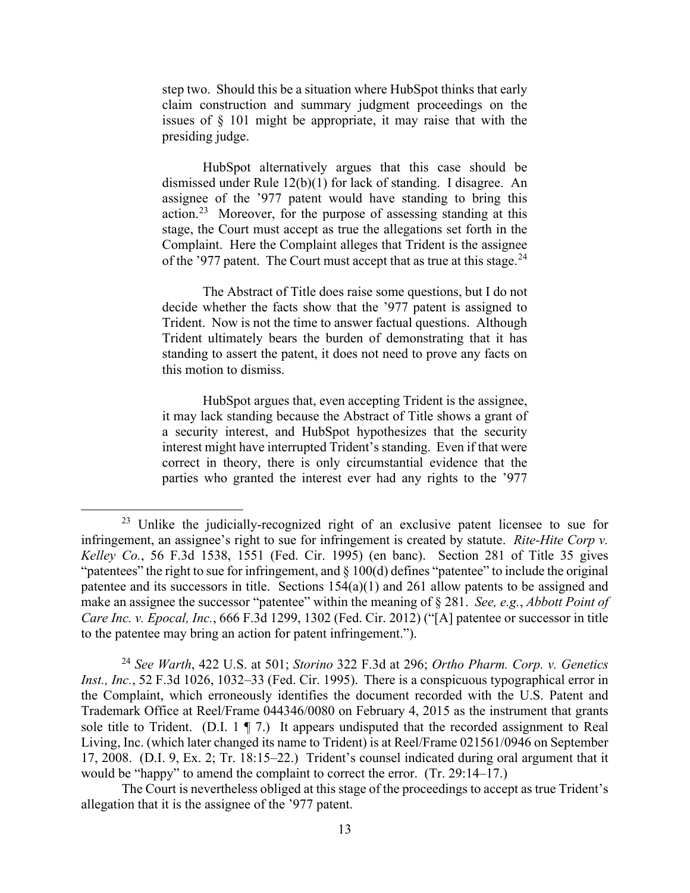step two. Should this be a situation where HubSpot thinks that early claim construction and summary judgment proceedings on the issues of § 101 might be appropriate, it may raise that with the presiding judge.

HubSpot alternatively argues that this case should be dismissed under Rule 12(b)(1) for lack of standing. I disagree. An assignee of the '977 patent would have standing to bring this action.[23] Moreover, for the purpose of assessing standing at this stage, the Court must accept as true the allegations set forth in the Complaint. Here the Complaint alleges that Trident is the assignee of the '977 patent. The Court must accept that as true at this stage.[24]

The Abstract of Title does raise some questions, but I do not decide whether the facts show that the '977 patent is assigned to Trident. Now is not the time to answer factual questions. Although Trident ultimately bears the burden of demonstrating that it has standing to assert the patent, it does not need to prove any facts on this motion to dismiss.

HubSpot argues that, even accepting Trident is the assignee, it may lack standing because the Abstract of Title shows a grant of a security interest, and HubSpot hypothesizes that the security interest might have interrupted Trident's standing. Even if that were correct in theory, there is only circumstantial evidence that the parties who granted the interest ever had any rights to the '977

---

[23] Unlike the judicially-recognized right of an exclusive patent licensee to sue for infringement, an assignee's right to sue for infringement is created by statute. *Rite-Hite Corp v. Kelley Co.*, 56 F.3d 1538, 1551 (Fed. Cir. 1995) (en banc). Section 281 of Title 35 gives "patentees" the right to sue for infringement, and § 100(d) defines "patentee" to include the original patentee and its successors in title. Sections 154(a)(1) and 261 allow patents to be assigned and make an assignee the successor "patentee" within the meaning of § 281. *See, e.g.*, *Abbott Point of Care Inc. v. Epocal, Inc.*, 666 F.3d 1299, 1302 (Fed. Cir. 2012) ("[A] patentee or successor in title to the patentee may bring an action for patent infringement.").

[24] *See Warth*, 422 U.S. at 501; *Storino* 322 F.3d at 296; *Ortho Pharm. Corp. v. Genetics Inst., Inc.*, 52 F.3d 1026, 1032–33 (Fed. Cir. 1995). There is a conspicuous typographical error in the Complaint, which erroneously identifies the document recorded with the U.S. Patent and Trademark Office at Reel/Frame 044346/0080 on February 4, 2015 as the instrument that grants sole title to Trident. (D.I. 1 ¶ 7.) It appears undisputed that the recorded assignment to Real Living, Inc. (which later changed its name to Trident) is at Reel/Frame 021561/0946 on September 17, 2008. (D.I. 9, Ex. 2; Tr. 18:15–22.) Trident's counsel indicated during oral argument that it would be "happy" to amend the complaint to correct the error. (Tr. 29:14–17.)

The Court is nevertheless obliged at this stage of the proceedings to accept as true Trident's allegation that it is the assignee of the '977 patent.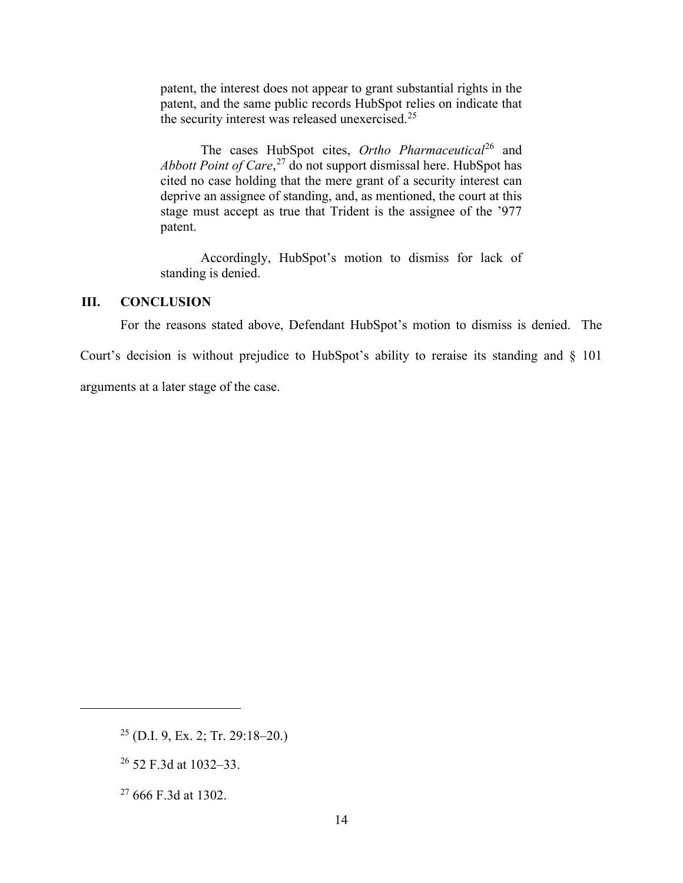> patent, the interest does not appear to grant substantial rights in the patent, and the same public records HubSpot relies on indicate that the security interest was released unexercised.[25]
>
> The cases HubSpot cites, *Ortho Pharmaceutical*[26] and *Abbott Point of Care*,[27] do not support dismissal here. HubSpot has cited no case holding that the mere grant of a security interest can deprive an assignee of standing, and, as mentioned, the court at this stage must accept as true that Trident is the assignee of the '977 patent.
>
> Accordingly, HubSpot's motion to dismiss for lack of standing is denied.

## III. CONCLUSION

For the reasons stated above, Defendant HubSpot's motion to dismiss is denied. The Court's decision is without prejudice to HubSpot's ability to reraise its standing and § 101 arguments at a later stage of the case.

---

[25] (D.I. 9, Ex. 2; Tr. 29:18–20.)

[26] 52 F.3d at 1032–33.

[27] 666 F.3d at 1302.